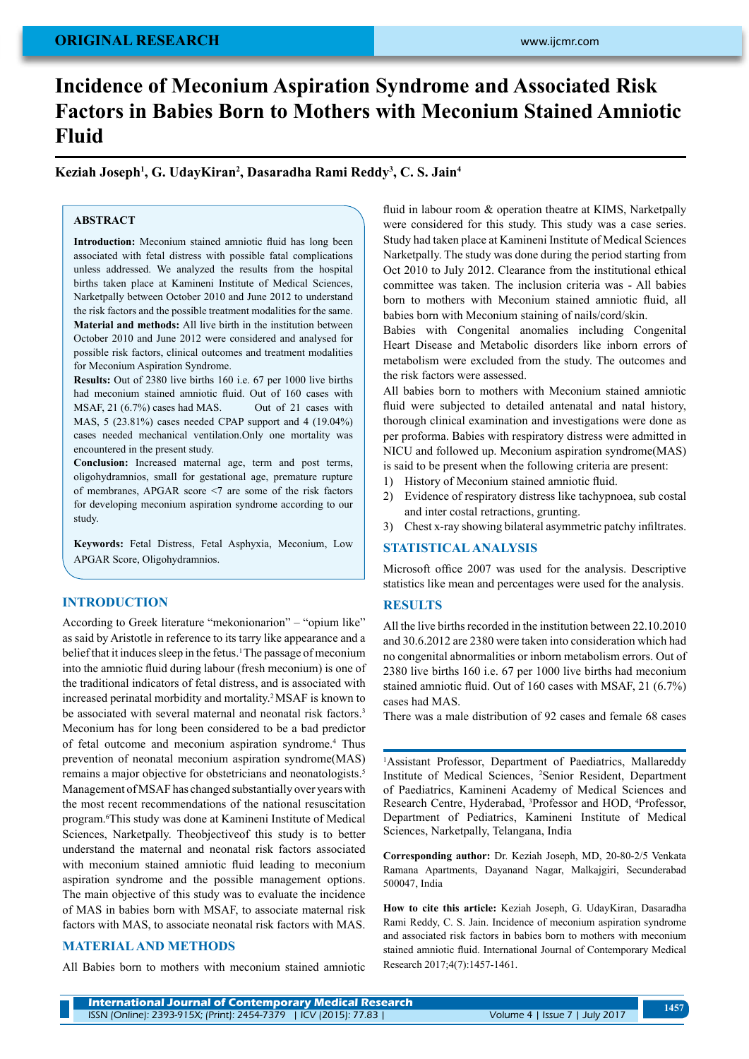ORIGINAL RESEARCH

# Incidence of Meconium Aspiration Syndrome and Associated Risk Factors in Babies Born to Mothers with Meconium Stained Amniotic Fluid

**Keziah Joseph[1], G. UdayKiran[2], Dasaradha Rami Reddy[3], C. S. Jain[4]**

## ABSTRACT

**Introduction:** Meconium stained amniotic fluid has long been associated with fetal distress with possible fatal complications unless addressed. We analyzed the results from the hospital births taken place at Kamineni Institute of Medical Sciences, Narketpally between October 2010 and June 2012 to understand the risk factors and the possible treatment modalities for the same.

**Material and methods:** All live birth in the institution between October 2010 and June 2012 were considered and analysed for possible risk factors, clinical outcomes and treatment modalities for Meconium Aspiration Syndrome.

**Results:** Out of 2380 live births 160 i.e. 67 per 1000 live births had meconium stained amniotic fluid. Out of 160 cases with MSAF, 21 (6.7%) cases had MAS. Out of 21 cases with MAS, 5 (23.81%) cases needed CPAP support and 4 (19.04%) cases needed mechanical ventilation.Only one mortality was encountered in the present study.

**Conclusion:** Increased maternal age, term and post terms, oligohydramnios, small for gestational age, premature rupture of membranes, APGAR score <7 are some of the risk factors for developing meconium aspiration syndrome according to our study.

**Keywords:** Fetal Distress, Fetal Asphyxia, Meconium, Low APGAR Score, Oligohydramnios.

## INTRODUCTION

According to Greek literature "mekonionarion" – "opium like" as said by Aristotle in reference to its tarry like appearance and a belief that it induces sleep in the fetus.[1] The passage of meconium into the amniotic fluid during labour (fresh meconium) is one of the traditional indicators of fetal distress, and is associated with increased perinatal morbidity and mortality.[2] MSAF is known to be associated with several maternal and neonatal risk factors.[3] Meconium has for long been considered to be a bad predictor of fetal outcome and meconium aspiration syndrome.[4] Thus prevention of neonatal meconium aspiration syndrome(MAS) remains a major objective for obstetricians and neonatologists.[5] Management of MSAF has changed substantially over years with the most recent recommendations of the national resuscitation program.[6] This study was done at Kamineni Institute of Medical Sciences, Narketpally. Theobjectiveof this study is to better understand the maternal and neonatal risk factors associated with meconium stained amniotic fluid leading to meconium aspiration syndrome and the possible management options. The main objective of this study was to find the incidence of MAS in babies born with MSAF, to associate maternal risk factors with MAS, to associate neonatal risk factors with MAS.

## MATERIAL AND METHODS

All Babies born to mothers with meconium stained amniotic fluid in labour room & operation theatre at KIMS, Narketpally were considered for this study. This study was a case series. Study had taken place at Kamineni Institute of Medical Sciences Narketpally. The study was done during the period starting from Oct 2010 to July 2012. Clearance from the institutional ethical committee was taken. The inclusion criteria was - All babies born to mothers with Meconium stained amniotic fluid, all babies born with Meconium staining of nails/cord/skin.

Babies with Congenital anomalies including Congenital Heart Disease and Metabolic disorders like inborn errors of metabolism were excluded from the study. The outcomes and the risk factors were assessed.

All babies born to mothers with Meconium stained amniotic fluid were subjected to detailed antenatal and natal history, thorough clinical examination and investigations were done as per proforma. Babies with respiratory distress were admitted in NICU and followed up. Meconium aspiration syndrome(MAS) is said to be present when the following criteria are present:

1) History of Meconium stained amniotic fluid.
2) Evidence of respiratory distress like tachypnoea, sub costal and inter costal retractions, grunting.
3) Chest x-ray showing bilateral asymmetric patchy infiltrates.

## STATISTICAL ANALYSIS

Microsoft office 2007 was used for the analysis. Descriptive statistics like mean and percentages were used for the analysis.

## RESULTS

All the live births recorded in the institution between 22.10.2010 and 30.6.2012 are 2380 were taken into consideration which had no congenital abnormalities or inborn metabolism errors. Out of 2380 live births 160 i.e. 67 per 1000 live births had meconium stained amniotic fluid. Out of 160 cases with MSAF, 21 (6.7%) cases had MAS.

There was a male distribution of 92 cases and female 68 cases

---

[1]Assistant Professor, Department of Paediatrics, Mallareddy Institute of Medical Sciences, [2]Senior Resident, Department of Paediatrics, Kamineni Academy of Medical Sciences and Research Centre, Hyderabad, [3]Professor and HOD, [4]Professor, Department of Pediatrics, Kamineni Institute of Medical Sciences, Narketpally, Telangana, India

**Corresponding author:** Dr. Keziah Joseph, MD, 20-80-2/5 Venkata Ramana Apartments, Dayanand Nagar, Malkajgiri, Secunderabad 500047, India

**How to cite this article:** Keziah Joseph, G. UdayKiran, Dasaradha Rami Reddy, C. S. Jain. Incidence of meconium aspiration syndrome and associated risk factors in babies born to mothers with meconium stained amniotic fluid. International Journal of Contemporary Medical Research 2017;4(7):1457-1461.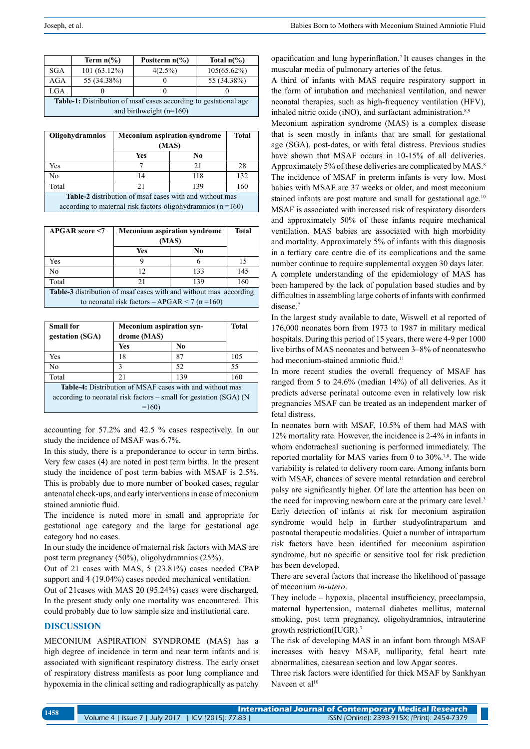|  | Term n(%) | Postterm n(%) | Total n(%) |
|---|---|---|---|
| SGA | 101 (63.12%) | 4(2.5%) | 105(65.62%) |
| AGA | 55 (34.38%) | 0 | 55 (34.38%) |
| LGA | 0 | 0 | 0 |

**Table-1:** Distribution of msaf cases according to gestational age and birthweight (n=160)

| Oligohydramnios | Meconium aspiration syndrome (MAS) | | Total |
|---|---|---|---|
| | Yes | No | |
| Yes | 7 | 21 | 28 |
| No | 14 | 118 | 132 |
| Total | 21 | 139 | 160 |

**Table-2** distribution of msaf cases with and without mas according to maternal risk factors-oligohydramnios (n =160)

| APGAR score <7 | Meconium aspiration syndrome (MAS) | | Total |
|---|---|---|---|
| | Yes | No | |
| Yes | 9 | 6 | 15 |
| No | 12 | 133 | 145 |
| Total | 21 | 139 | 160 |

**Table-3** distribution of msaf cases with and without mas according to neonatal risk factors – APGAR < 7 (n =160)

| Small for gestation (SGA) | Meconium aspiration syndrome (MAS) | | Total |
|---|---|---|---|
| | Yes | No | |
| Yes | 18 | 87 | 105 |
| No | 3 | 52 | 55 |
| Total | 21 | 139 | 160 |

**Table-4:** Distribution of MSAF cases with and without mas according to neonatal risk factors – small for gestation (SGA) (N =160)

accounting for 57.2% and 42.5 % cases respectively. In our study the incidence of MSAF was 6.7%.

In this study, there is a preponderance to occur in term births. Very few cases (4) are noted in post term births. In the present study the incidence of post term babies with MSAF is 2.5%. This is probably due to more number of booked cases, regular antenatal check-ups, and early interventions in case of meconium stained amniotic fluid.

The incidence is noted more in small and appropriate for gestational age category and the large for gestational age category had no cases.

In our study the incidence of maternal risk factors with MAS are post term pregnancy (50%), oligohydramnios (25%).

Out of 21 cases with MAS, 5 (23.81%) cases needed CPAP support and 4 (19.04%) cases needed mechanical ventilation.

Out of 21cases with MAS 20 (95.24%) cases were discharged. In the present study only one mortality was encountered. This could probably due to low sample size and institutional care.

## DISCUSSION

MECONIUM ASPIRATION SYNDROME (MAS) has a high degree of incidence in term and near term infants and is associated with significant respiratory distress. The early onset of respiratory distress manifests as poor lung compliance and hypoxemia in the clinical setting and radiographically as patchy opacification and lung hyperinflation.[7] It causes changes in the muscular media of pulmonary arteries of the fetus.

A third of infants with MAS require respiratory support in the form of intubation and mechanical ventilation, and newer neonatal therapies, such as high-frequency ventilation (HFV), inhaled nitric oxide (iNO), and surfactant administration.[8,9]

Meconium aspiration syndrome (MAS) is a complex disease that is seen mostly in infants that are small for gestational age (SGA), post-dates, or with fetal distress. Previous studies have shown that MSAF occurs in 10-15% of all deliveries. Approximately 5% of these deliveries are complicated by MAS.[8]

The incidence of MSAF in preterm infants is very low. Most babies with MSAF are 37 weeks or older, and most meconium stained infants are post mature and small for gestational age.[10]

MSAF is associated with increased risk of respiratory disorders and approximately 50% of these infants require mechanical ventilation. MAS babies are associated with high morbidity and mortality. Approximately 5% of infants with this diagnosis in a tertiary care centre die of its complications and the same number continue to require supplemental oxygen 30 days later.

A complete understanding of the epidemiology of MAS has been hampered by the lack of population based studies and by difficulties in assembling large cohorts of infants with confirmed disease.[7]

In the largest study available to date, Wiswell et al reported of 176,000 neonates born from 1973 to 1987 in military medical hospitals. During this period of 15 years, there were 4-9 per 1000 live births of MAS neonates and between 3–8% of neonateswho had meconium-stained amniotic fluid.[11]

In more recent studies the overall frequency of MSAF has ranged from 5 to 24.6% (median 14%) of all deliveries. As it predicts adverse perinatal outcome even in relatively low risk pregnancies MSAF can be treated as an independent marker of fetal distress.

In neonates born with MSAF, 10.5% of them had MAS with 12% mortality rate. However, the incidence is 2-4% in infants in whom endotracheal suctioning is performed immediately. The reported mortality for MAS varies from 0 to 30%.[7,8]. The wide variability is related to delivery room care. Among infants born with MSAF, chances of severe mental retardation and cerebral palsy are significantly higher. Of late the attention has been on the need for improving newborn care at the primary care level.[3]

Early detection of infants at risk for meconium aspiration syndrome would help in further studyofintrapartum and postnatal therapeutic modalities. Quiet a number of intrapartum risk factors have been identified for meconium aspiration syndrome, but no specific or sensitive tool for risk prediction has been developed.

There are several factors that increase the likelihood of passage of meconium *in-utero*.

They include – hypoxia, placental insufficiency, preeclampsia, maternal hypertension, maternal diabetes mellitus, maternal smoking, post term pregnancy, oligohydramnios, intrauterine growth restriction(IUGR).[7]

The risk of developing MAS in an infant born through MSAF increases with heavy MSAF, nulliparity, fetal heart rate abnormalities, caesarean section and low Apgar scores.

Three risk factors were identified for thick MSAF by Sankhyan Naveen et al[10]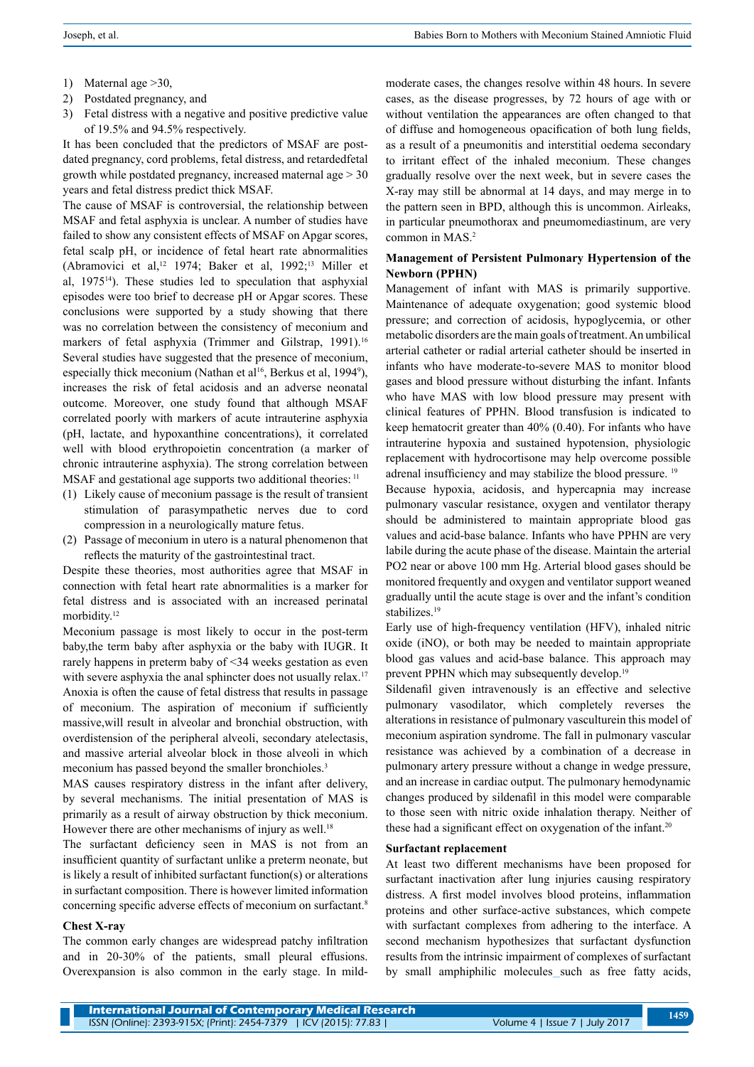1) Maternal age >30,
2) Postdated pregnancy, and
3) Fetal distress with a negative and positive predictive value of 19.5% and 94.5% respectively.

It has been concluded that the predictors of MSAF are post-dated pregnancy, cord problems, fetal distress, and retardedfetal growth while postdated pregnancy, increased maternal age > 30 years and fetal distress predict thick MSAF.

The cause of MSAF is controversial, the relationship between MSAF and fetal asphyxia is unclear. A number of studies have failed to show any consistent effects of MSAF on Apgar scores, fetal scalp pH, or incidence of fetal heart rate abnormalities (Abramovici et al,[12] 1974; Baker et al, 1992;[13] Miller et al, 1975[14]). These studies led to speculation that asphyxial episodes were too brief to decrease pH or Apgar scores. These conclusions were supported by a study showing that there was no correlation between the consistency of meconium and markers of fetal asphyxia (Trimmer and Gilstrap, 1991).[16] Several studies have suggested that the presence of meconium, especially thick meconium (Nathan et al[16], Berkus et al, 1994[9]), increases the risk of fetal acidosis and an adverse neonatal outcome. Moreover, one study found that although MSAF correlated poorly with markers of acute intrauterine asphyxia (pH, lactate, and hypoxanthine concentrations), it correlated well with blood erythropoietin concentration (a marker of chronic intrauterine asphyxia). The strong correlation between MSAF and gestational age supports two additional theories: [11]

(1) Likely cause of meconium passage is the result of transient stimulation of parasympathetic nerves due to cord compression in a neurologically mature fetus.
(2) Passage of meconium in utero is a natural phenomenon that reflects the maturity of the gastrointestinal tract.

Despite these theories, most authorities agree that MSAF in connection with fetal heart rate abnormalities is a marker for fetal distress and is associated with an increased perinatal morbidity.[12]

Meconium passage is most likely to occur in the post-term baby,the term baby after asphyxia or the baby with IUGR. It rarely happens in preterm baby of <34 weeks gestation as even with severe asphyxia the anal sphincter does not usually relax.[17] Anoxia is often the cause of fetal distress that results in passage of meconium. The aspiration of meconium if sufficiently massive,will result in alveolar and bronchial obstruction, with overdistension of the peripheral alveoli, secondary atelectasis, and massive arterial alveolar block in those alveoli in which meconium has passed beyond the smaller bronchioles.[3]

MAS causes respiratory distress in the infant after delivery, by several mechanisms. The initial presentation of MAS is primarily as a result of airway obstruction by thick meconium. However there are other mechanisms of injury as well.[18]

The surfactant deficiency seen in MAS is not from an insufficient quantity of surfactant unlike a preterm neonate, but is likely a result of inhibited surfactant function(s) or alterations in surfactant composition. There is however limited information concerning specific adverse effects of meconium on surfactant.[8]

**Chest X-ray**

The common early changes are widespread patchy infiltration and in 20-30% of the patients, small pleural effusions. Overexpansion is also common in the early stage. In mild-moderate cases, the changes resolve within 48 hours. In severe cases, as the disease progresses, by 72 hours of age with or without ventilation the appearances are often changed to that of diffuse and homogeneous opacification of both lung fields, as a result of a pneumonitis and interstitial oedema secondary to irritant effect of the inhaled meconium. These changes gradually resolve over the next week, but in severe cases the X-ray may still be abnormal at 14 days, and may merge in to the pattern seen in BPD, although this is uncommon. Airleaks, in particular pneumothorax and pneumomediastinum, are very common in MAS.[2]

**Management of Persistent Pulmonary Hypertension of the Newborn (PPHN)**

Management of infant with MAS is primarily supportive. Maintenance of adequate oxygenation; good systemic blood pressure; and correction of acidosis, hypoglycemia, or other metabolic disorders are the main goals of treatment. An umbilical arterial catheter or radial arterial catheter should be inserted in infants who have moderate-to-severe MAS to monitor blood gases and blood pressure without disturbing the infant. Infants who have MAS with low blood pressure may present with clinical features of PPHN. Blood transfusion is indicated to keep hematocrit greater than 40% (0.40). For infants who have intrauterine hypoxia and sustained hypotension, physiologic replacement with hydrocortisone may help overcome possible adrenal insufficiency and may stabilize the blood pressure. [19]

Because hypoxia, acidosis, and hypercapnia may increase pulmonary vascular resistance, oxygen and ventilator therapy should be administered to maintain appropriate blood gas values and acid-base balance. Infants who have PPHN are very labile during the acute phase of the disease. Maintain the arterial PO2 near or above 100 mm Hg. Arterial blood gases should be monitored frequently and oxygen and ventilator support weaned gradually until the acute stage is over and the infant's condition stabilizes.[19]

Early use of high-frequency ventilation (HFV), inhaled nitric oxide (iNO), or both may be needed to maintain appropriate blood gas values and acid-base balance. This approach may prevent PPHN which may subsequently develop.[19]

Sildenafil given intravenously is an effective and selective pulmonary vasodilator, which completely reverses the alterations in resistance of pulmonary vasculturein this model of meconium aspiration syndrome. The fall in pulmonary vascular resistance was achieved by a combination of a decrease in pulmonary artery pressure without a change in wedge pressure, and an increase in cardiac output. The pulmonary hemodynamic changes produced by sildenafil in this model were comparable to those seen with nitric oxide inhalation therapy. Neither of these had a significant effect on oxygenation of the infant.[20]

**Surfactant replacement**

At least two different mechanisms have been proposed for surfactant inactivation after lung injuries causing respiratory distress. A first model involves blood proteins, inflammation proteins and other surface-active substances, which compete with surfactant complexes from adhering to the interface. A second mechanism hypothesizes that surfactant dysfunction results from the intrinsic impairment of complexes of surfactant by small amphiphilic molecules_such as free fatty acids,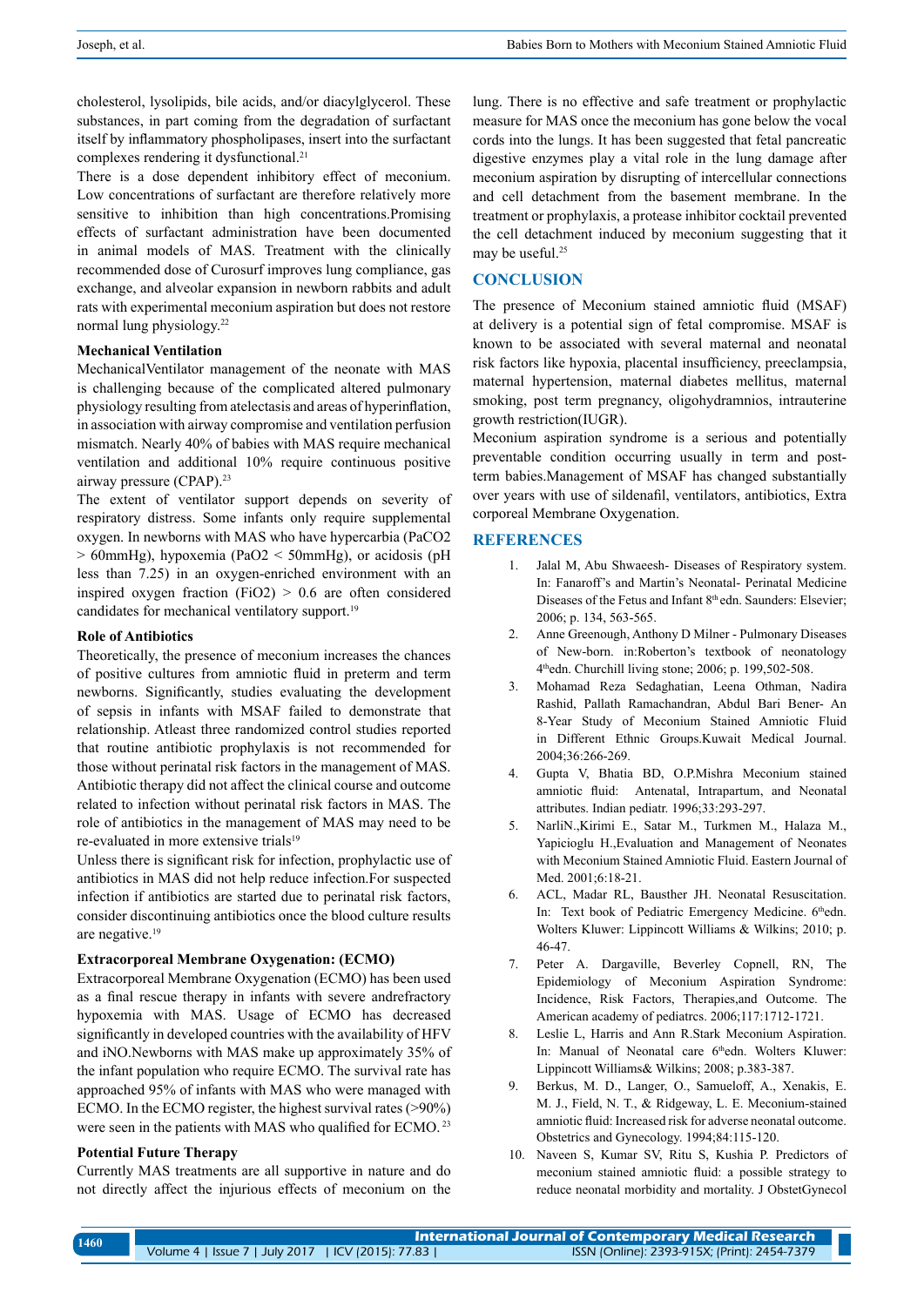cholesterol, lysolipids, bile acids, and/or diacylglycerol. These substances, in part coming from the degradation of surfactant itself by inflammatory phospholipases, insert into the surfactant complexes rendering it dysfunctional.[21]

There is a dose dependent inhibitory effect of meconium. Low concentrations of surfactant are therefore relatively more sensitive to inhibition than high concentrations.Promising effects of surfactant administration have been documented in animal models of MAS. Treatment with the clinically recommended dose of Curosurf improves lung compliance, gas exchange, and alveolar expansion in newborn rabbits and adult rats with experimental meconium aspiration but does not restore normal lung physiology.[22]

**Mechanical Ventilation**

MechanicalVentilator management of the neonate with MAS is challenging because of the complicated altered pulmonary physiology resulting from atelectasis and areas of hyperinflation, in association with airway compromise and ventilation perfusion mismatch. Nearly 40% of babies with MAS require mechanical ventilation and additional 10% require continuous positive airway pressure (CPAP).[23]

The extent of ventilator support depends on severity of respiratory distress. Some infants only require supplemental oxygen. In newborns with MAS who have hypercarbia ($PaCO_2$ > 60mmHg), hypoxemia ($PaO_2$ < 50mmHg), or acidosis (pH less than 7.25) in an oxygen-enriched environment with an inspired oxygen fraction ($FiO_2$) > 0.6 are often considered candidates for mechanical ventilatory support.[19]

**Role of Antibiotics**

Theoretically, the presence of meconium increases the chances of positive cultures from amniotic fluid in preterm and term newborns. Significantly, studies evaluating the development of sepsis in infants with MSAF failed to demonstrate that relationship. Atleast three randomized control studies reported that routine antibiotic prophylaxis is not recommended for those without perinatal risk factors in the management of MAS. Antibiotic therapy did not affect the clinical course and outcome related to infection without perinatal risk factors in MAS. The role of antibiotics in the management of MAS may need to be re-evaluated in more extensive trials[19]

Unless there is significant risk for infection, prophylactic use of antibiotics in MAS did not help reduce infection.For suspected infection if antibiotics are started due to perinatal risk factors, consider discontinuing antibiotics once the blood culture results are negative.[19]

**Extracorporeal Membrane Oxygenation: (ECMO)**

Extracorporeal Membrane Oxygenation (ECMO) has been used as a final rescue therapy in infants with severe andrefractory hypoxemia with MAS. Usage of ECMO has decreased significantly in developed countries with the availability of HFV and iNO.Newborns with MAS make up approximately 35% of the infant population who require ECMO. The survival rate has approached 95% of infants with MAS who were managed with ECMO. In the ECMO register, the highest survival rates (>90%) were seen in the patients with MAS who qualified for ECMO. [23]

**Potential Future Therapy**

Currently MAS treatments are all supportive in nature and do not directly affect the injurious effects of meconium on the lung. There is no effective and safe treatment or prophylactic measure for MAS once the meconium has gone below the vocal cords into the lungs. It has been suggested that fetal pancreatic digestive enzymes play a vital role in the lung damage after meconium aspiration by disrupting of intercellular connections and cell detachment from the basement membrane. In the treatment or prophylaxis, a protease inhibitor cocktail prevented the cell detachment induced by meconium suggesting that it may be useful.[25]

## CONCLUSION

The presence of Meconium stained amniotic fluid (MSAF) at delivery is a potential sign of fetal compromise. MSAF is known to be associated with several maternal and neonatal risk factors like hypoxia, placental insufficiency, preeclampsia, maternal hypertension, maternal diabetes mellitus, maternal smoking, post term pregnancy, oligohydramnios, intrauterine growth restriction(IUGR).

Meconium aspiration syndrome is a serious and potentially preventable condition occurring usually in term and post-term babies.Management of MSAF has changed substantially over years with use of sildenafil, ventilators, antibiotics, Extra corporeal Membrane Oxygenation.

## REFERENCES

1. Jalal M, Abu Shwaeesh- Diseases of Respiratory system. In: Fanaroff's and Martin's Neonatal- Perinatal Medicine Diseases of the Fetus and Infant 8th edn. Saunders: Elsevier; 2006; p. 134, 563-565.
2. Anne Greenough, Anthony D Milner - Pulmonary Diseases of New-born. in:Roberton's textbook of neonatology 4thedn. Churchill living stone; 2006; p. 199,502-508.
3. Mohamad Reza Sedaghatian, Leena Othman, Nadira Rashid, Pallath Ramachandran, Abdul Bari Bener- An 8-Year Study of Meconium Stained Amniotic Fluid in Different Ethnic Groups.Kuwait Medical Journal. 2004;36:266-269.
4. Gupta V, Bhatia BD, O.P.Mishra Meconium stained amniotic fluid: Antenatal, Intrapartum, and Neonatal attributes. Indian pediatr. 1996;33:293-297.
5. NarliN.,Kirimi E., Satar M., Turkmen M., Halaza M., Yapicioglu H.,Evaluation and Management of Neonates with Meconium Stained Amniotic Fluid. Eastern Journal of Med. 2001;6:18-21.
6. ACL, Madar RL, Bausther JH. Neonatal Resuscitation. In: Text book of Pediatric Emergency Medicine. 6thedn. Wolters Kluwer: Lippincott Williams & Wilkins; 2010; p. 46-47.
7. Peter A. Dargaville, Beverley Copnell, RN, The Epidemiology of Meconium Aspiration Syndrome: Incidence, Risk Factors, Therapies,and Outcome. The American academy of pediatrcs. 2006;117:1712-1721.
8. Leslie L, Harris and Ann R.Stark Meconium Aspiration. In: Manual of Neonatal care 6thedn. Wolters Kluwer: Lippincott Williams& Wilkins; 2008; p.383-387.
9. Berkus, M. D., Langer, O., Samueloff, A., Xenakis, E. M. J., Field, N. T., & Ridgeway, L. E. Meconium-stained amniotic fluid: Increased risk for adverse neonatal outcome. Obstetrics and Gynecology. 1994;84:115-120.
10. Naveen S, Kumar SV, Ritu S, Kushia P. Predictors of meconium stained amniotic fluid: a possible strategy to reduce neonatal morbidity and mortality. J ObstetGynecol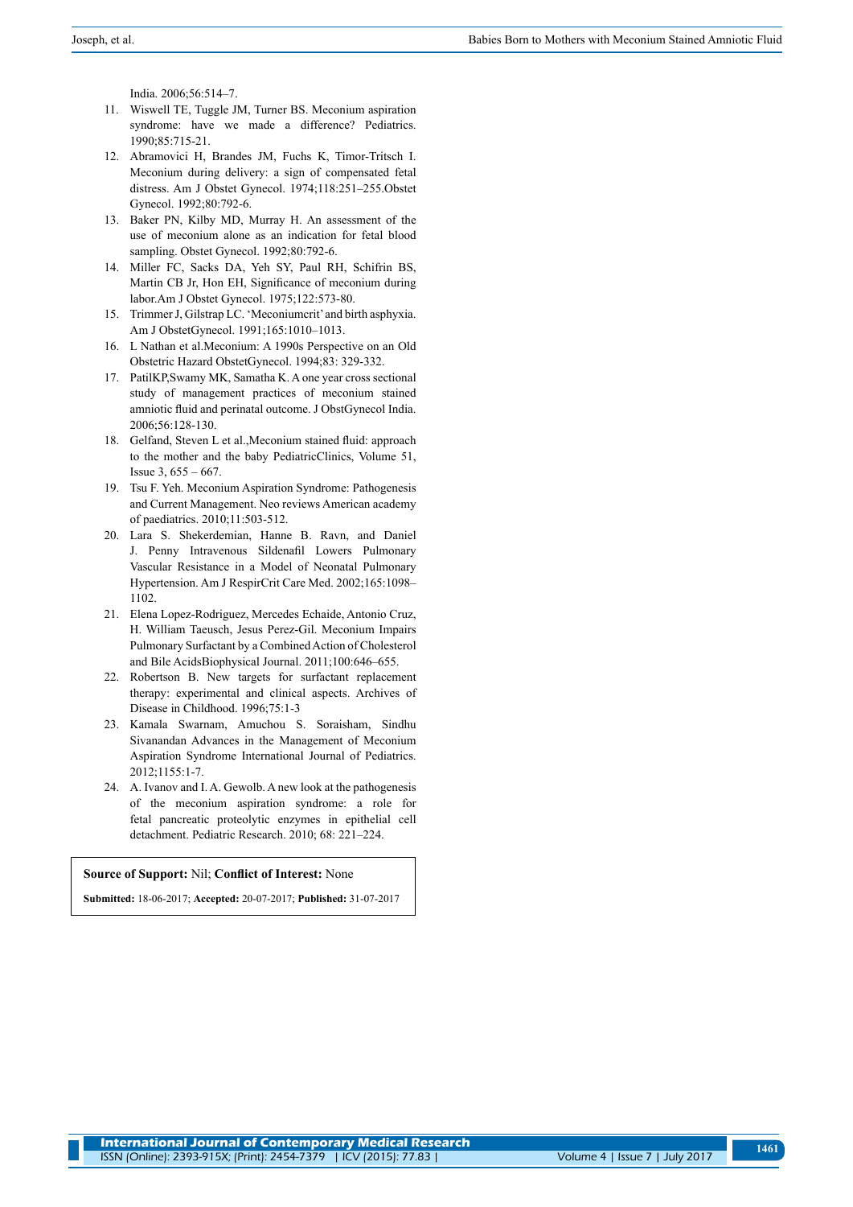India. 2006;56:514–7.

11. Wiswell TE, Tuggle JM, Turner BS. Meconium aspiration syndrome: have we made a difference? Pediatrics. 1990;85:715-21.
12. Abramovici H, Brandes JM, Fuchs K, Timor-Tritsch I. Meconium during delivery: a sign of compensated fetal distress. Am J Obstet Gynecol. 1974;118:251–255.Obstet Gynecol. 1992;80:792-6.
13. Baker PN, Kilby MD, Murray H. An assessment of the use of meconium alone as an indication for fetal blood sampling. Obstet Gynecol. 1992;80:792-6.
14. Miller FC, Sacks DA, Yeh SY, Paul RH, Schifrin BS, Martin CB Jr, Hon EH, Significance of meconium during labor.Am J Obstet Gynecol. 1975;122:573-80.
15. Trimmer J, Gilstrap LC. 'Meconiumcrit' and birth asphyxia. Am J ObstetGynecol. 1991;165:1010–1013.
16. L Nathan et al.Meconium: A 1990s Perspective on an Old Obstetric Hazard ObstetGynecol. 1994;83: 329-332.
17. PatilKP,Swamy MK, Samatha K. A one year cross sectional study of management practices of meconium stained amniotic fluid and perinatal outcome. J ObstGynecol India. 2006;56:128-130.
18. Gelfand, Steven L et al.,Meconium stained fluid: approach to the mother and the baby PediatricClinics, Volume 51, Issue 3, 655 – 667.
19. Tsu F. Yeh. Meconium Aspiration Syndrome: Pathogenesis and Current Management. Neo reviews American academy of paediatrics. 2010;11:503-512.
20. Lara S. Shekerdemian, Hanne B. Ravn, and Daniel J. Penny Intravenous Sildenafil Lowers Pulmonary Vascular Resistance in a Model of Neonatal Pulmonary Hypertension. Am J RespirCrit Care Med. 2002;165:1098–1102.
21. Elena Lopez-Rodriguez, Mercedes Echaide, Antonio Cruz, H. William Taeusch, Jesus Perez-Gil. Meconium Impairs Pulmonary Surfactant by a Combined Action of Cholesterol and Bile AcidsBiophysical Journal. 2011;100:646–655.
22. Robertson B. New targets for surfactant replacement therapy: experimental and clinical aspects. Archives of Disease in Childhood. 1996;75:1-3
23. Kamala Swarnam, Amuchou S. Soraisham, Sindhu Sivanandan Advances in the Management of Meconium Aspiration Syndrome International Journal of Pediatrics. 2012;1155:1-7.
24. A. Ivanov and I. A. Gewolb. A new look at the pathogenesis of the meconium aspiration syndrome: a role for fetal pancreatic proteolytic enzymes in epithelial cell detachment. Pediatric Research. 2010; 68: 221–224.

**Source of Support:** Nil; **Conflict of Interest:** None

**Submitted:** 18-06-2017; **Accepted:** 20-07-2017; **Published:** 31-07-2017